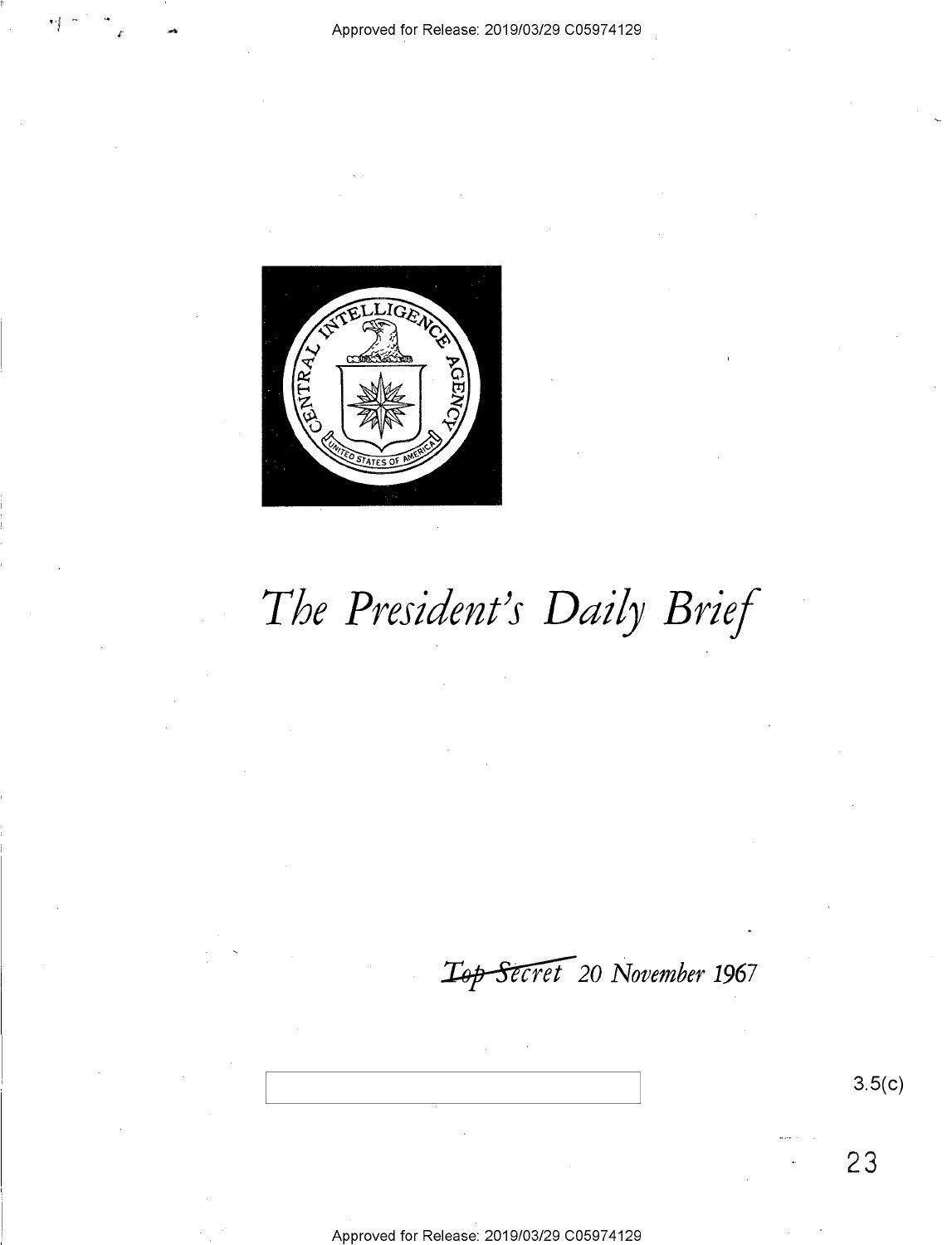# *The President's Daily Brief*

~~*Top Secret*~~ *20 November 1967*

3.5(c)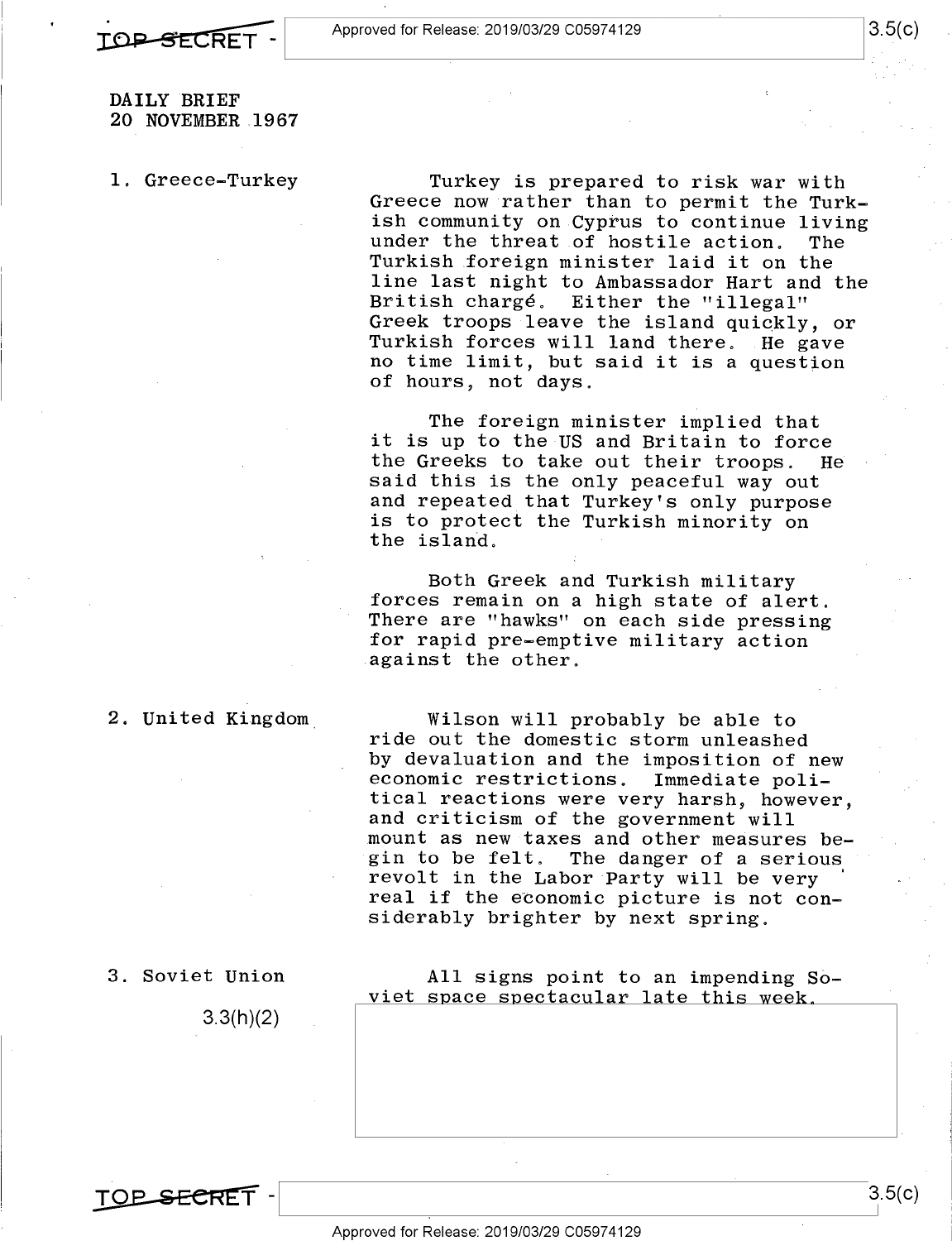DAILY BRIEF
20 NOVEMBER 1967

1. Greece-Turkey

Turkey is prepared to risk war with Greece now rather than to permit the Turkish community on Cyprus to continue living under the threat of hostile action. The Turkish foreign minister laid it on the line last night to Ambassador Hart and the British chargé. Either the "illegal" Greek troops leave the island quickly, or Turkish forces will land there. He gave no time limit, but said it is a question of hours, not days.

The foreign minister implied that it is up to the US and Britain to force the Greeks to take out their troops. He said this is the only peaceful way out and repeated that Turkey's only purpose is to protect the Turkish minority on the island.

Both Greek and Turkish military forces remain on a high state of alert. There are "hawks" on each side pressing for rapid pre-emptive military action against the other.

2. United Kingdom

Wilson will probably be able to ride out the domestic storm unleashed by devaluation and the imposition of new economic restrictions. Immediate political reactions were very harsh, however, and criticism of the government will mount as new taxes and other measures begin to be felt. The danger of a serious revolt in the Labor Party will be very real if the economic picture is not considerably brighter by next spring.

3. Soviet Union

3.3(h)(2)

All signs point to an impending Soviet space spectacular late this week.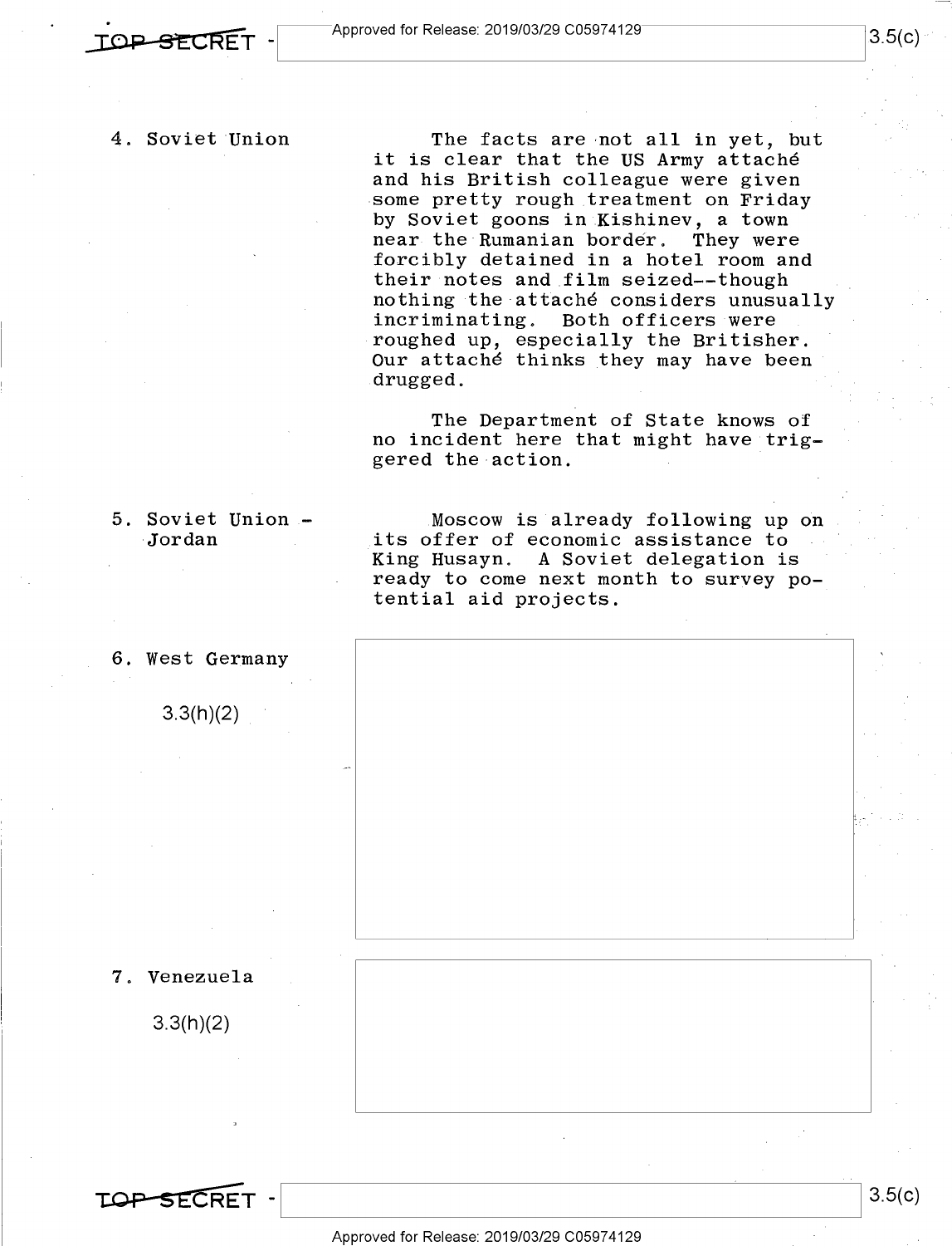4. Soviet Union

The facts are not all in yet, but it is clear that the US Army attaché and his British colleague were given some pretty rough treatment on Friday by Soviet goons in Kishinev, a town near the Rumanian border. They were forcibly detained in a hotel room and their notes and film seized--though nothing the attaché considers unusually incriminating. Both officers were roughed up, especially the Britisher. Our attaché thinks they may have been drugged.

The Department of State knows of no incident here that might have triggered the action.

5. Soviet Union - Jordan

Moscow is already following up on its offer of economic assistance to King Husayn. A Soviet delegation is ready to come next month to survey potential aid projects.

6. West Germany

3.3(h)(2)

7. Venezuela

3.3(h)(2)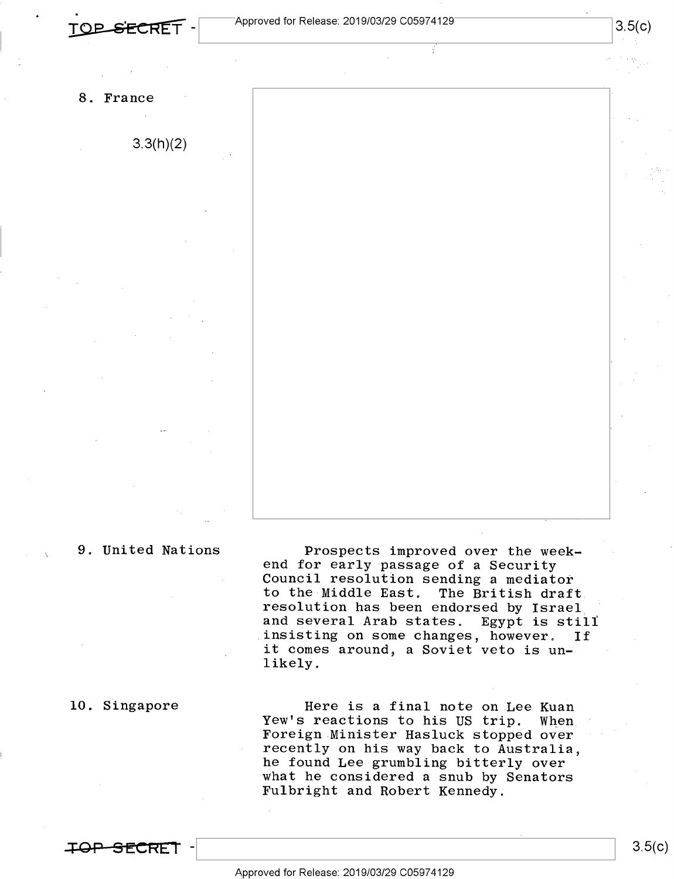8. France

3.3(h)(2)

9. United Nations

Prospects improved over the weekend for early passage of a Security Council resolution sending a mediator to the Middle East. The British draft resolution has been endorsed by Israel and several Arab states. Egypt is still insisting on some changes, however. If it comes around, a Soviet veto is unlikely.

10. Singapore

Here is a final note on Lee Kuan Yew's reactions to his US trip. When Foreign Minister Hasluck stopped over recently on his way back to Australia, he found Lee grumbling bitterly over what he considered a snub by Senators Fulbright and Robert Kennedy.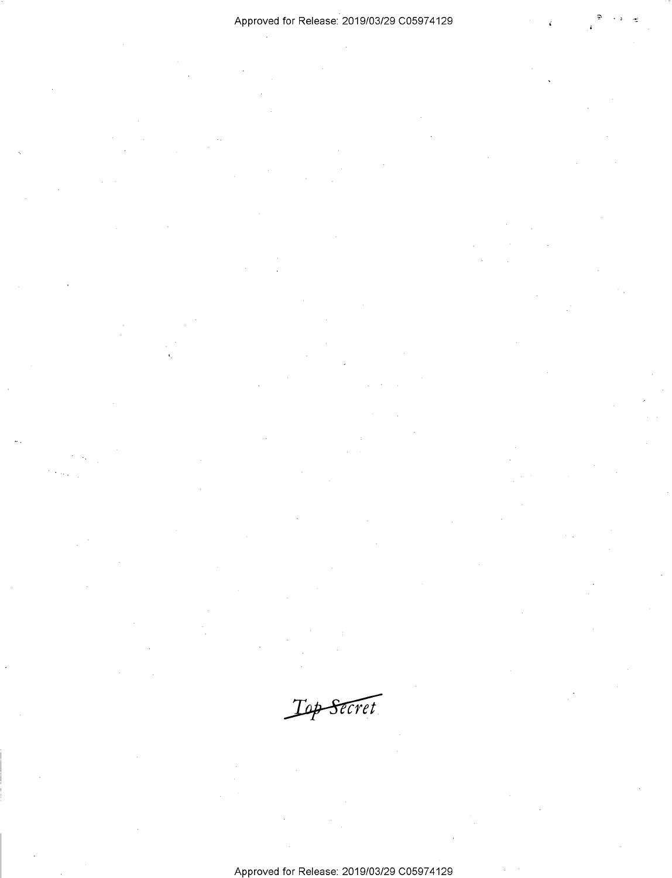~~Top Secret~~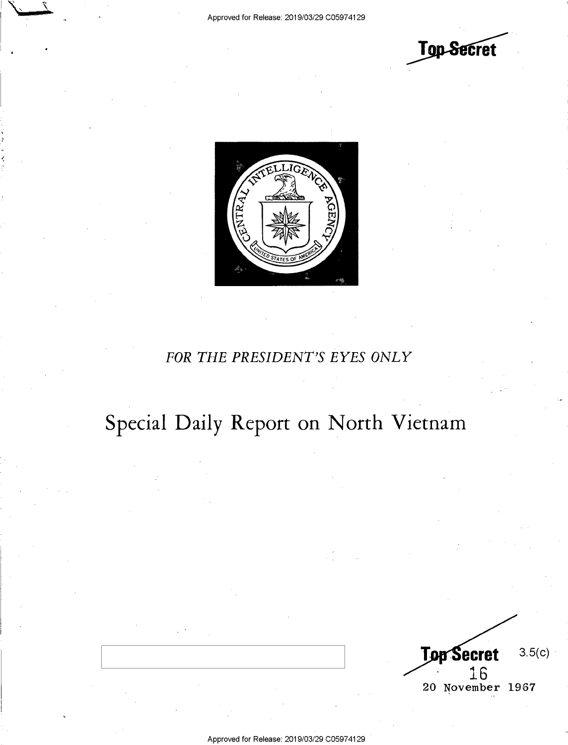Top Secret

FOR THE PRESIDENT'S EYES ONLY

# Special Daily Report on North Vietnam

Top Secret 3.5(c)

16

20 November 1967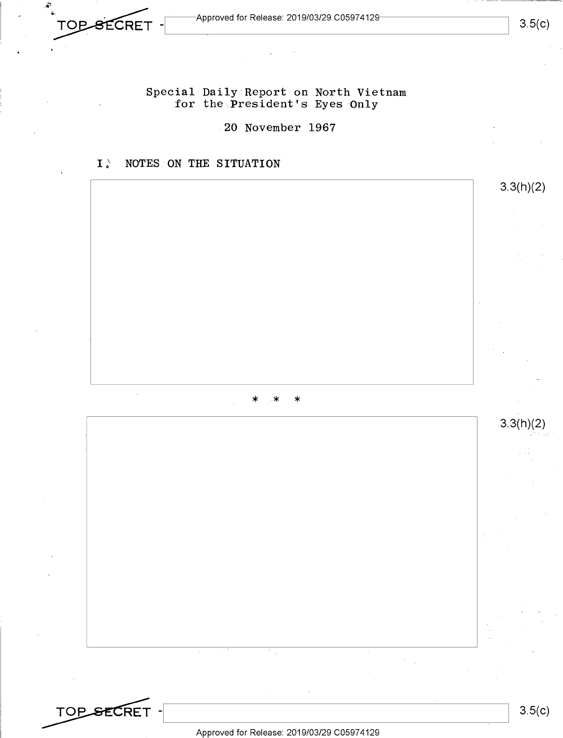Special Daily Report on North Vietnam
for the President's Eyes Only

20 November 1967

## I. NOTES ON THE SITUATION

3.3(h)(2)

\* \* \*

3.3(h)(2)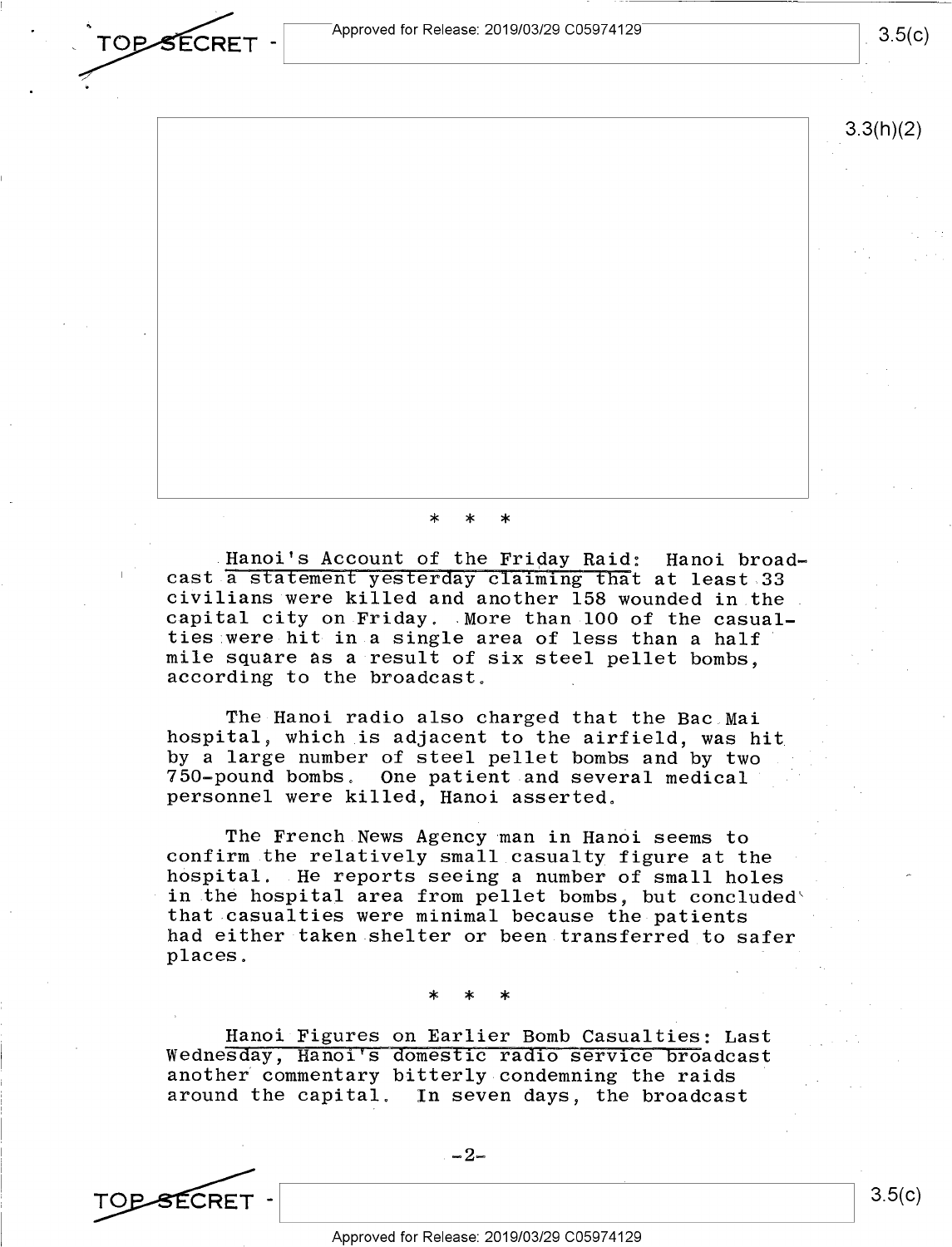\*    \*    \*

Hanoi's Account of the Friday Raid: Hanoi broadcast a statement yesterday claiming that at least 33 civilians were killed and another 158 wounded in the capital city on Friday. More than 100 of the casualties were hit in a single area of less than a half mile square as a result of six steel pellet bombs, according to the broadcast.

The Hanoi radio also charged that the Bac Mai hospital, which is adjacent to the airfield, was hit by a large number of steel pellet bombs and by two 750-pound bombs. One patient and several medical personnel were killed, Hanoi asserted.

The French News Agency man in Hanoi seems to confirm the relatively small casualty figure at the hospital. He reports seeing a number of small holes in the hospital area from pellet bombs, but concluded that casualties were minimal because the patients had either taken shelter or been transferred to safer places.

\*    \*    \*

Hanoi Figures on Earlier Bomb Casualties: Last Wednesday, Hanoi's domestic radio service broadcast another commentary bitterly condemning the raids around the capital. In seven days, the broadcast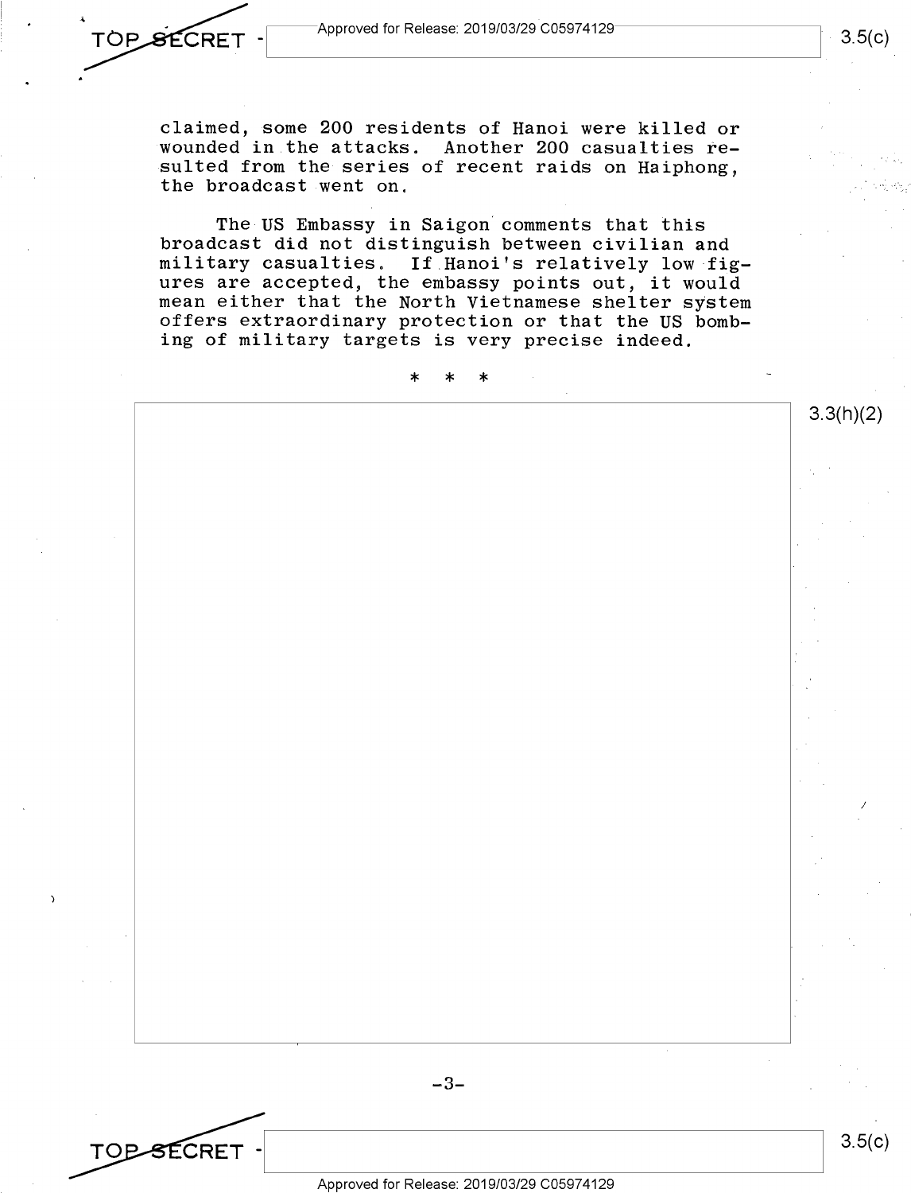claimed, some 200 residents of Hanoi were killed or wounded in the attacks. Another 200 casualties resulted from the series of recent raids on Haiphong, the broadcast went on.

The US Embassy in Saigon comments that this broadcast did not distinguish between civilian and military casualties. If Hanoi's relatively low figures are accepted, the embassy points out, it would mean either that the North Vietnamese shelter system offers extraordinary protection or that the US bombing of military targets is very precise indeed.

\* \* \*

3.3(h)(2)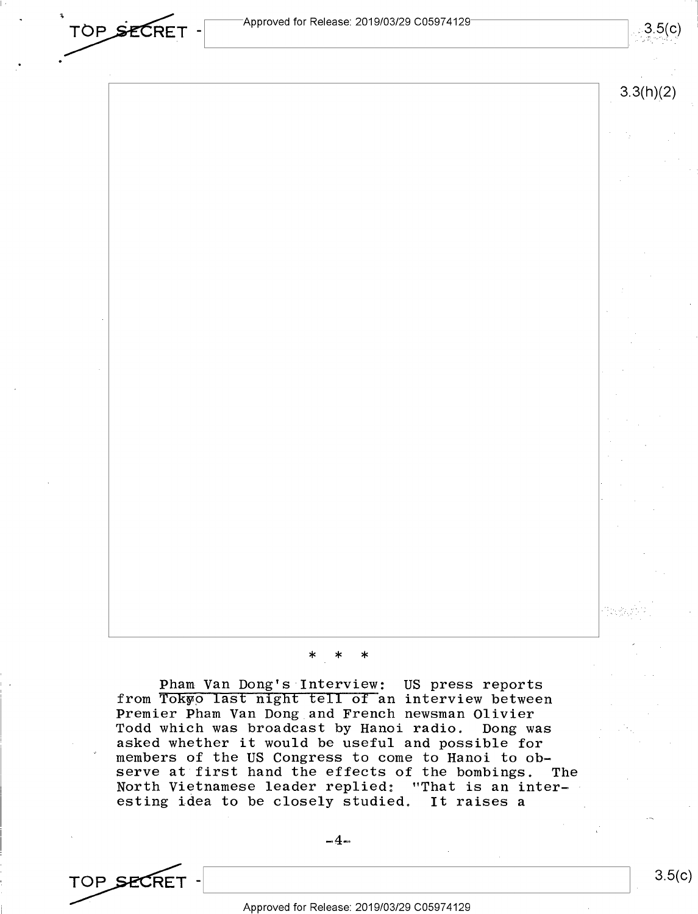\* \* \*

Pham Van Dong's Interview: US press reports from Tokyo last night tell of an interview between Premier Pham Van Dong and French newsman Olivier Todd which was broadcast by Hanoi radio. Dong was asked whether it would be useful and possible for members of the US Congress to come to Hanoi to observe at first hand the effects of the bombings. The North Vietnamese leader replied: "That is an interesting idea to be closely studied. It raises a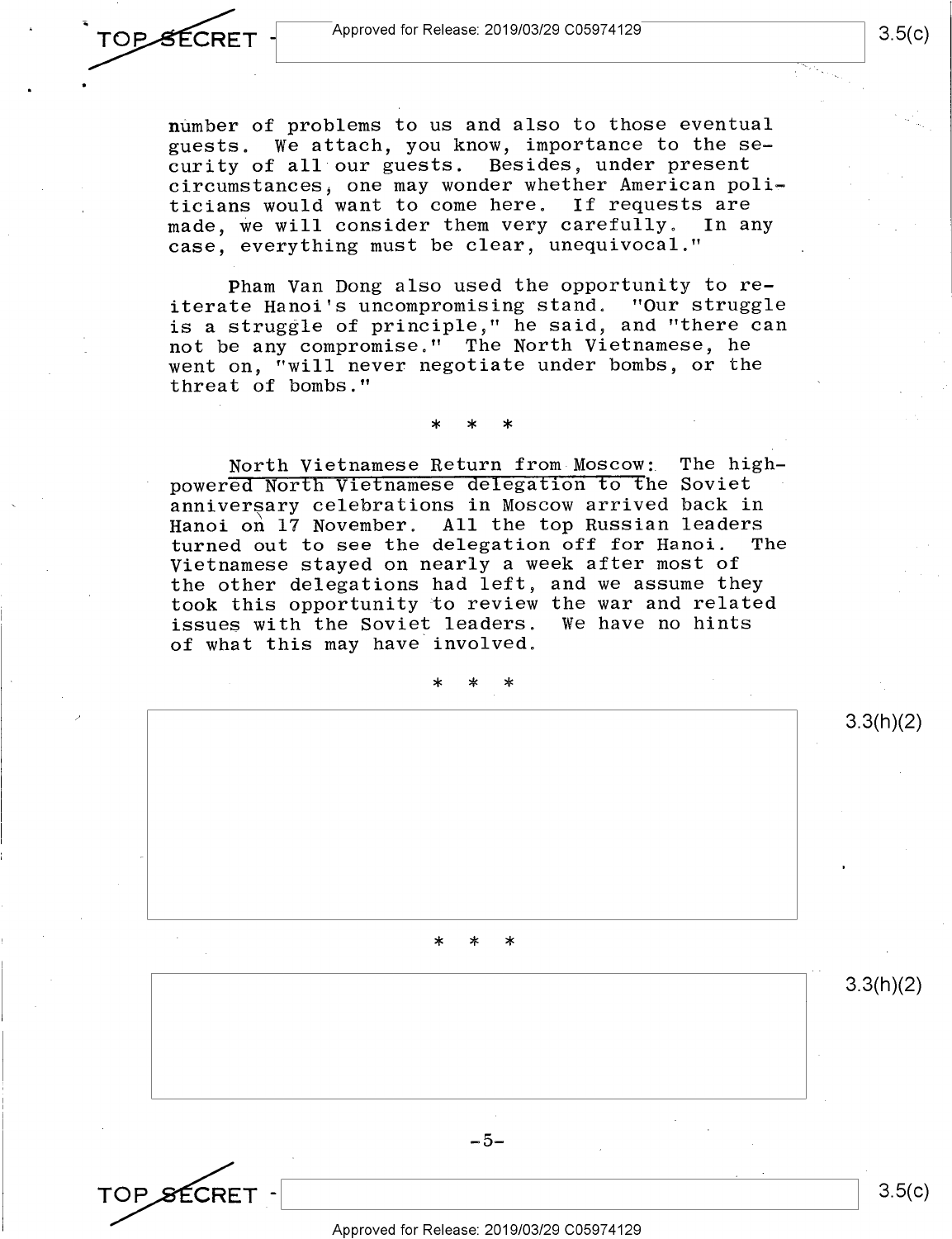number of problems to us and also to those eventual guests. We attach, you know, importance to the security of all our guests. Besides, under present circumstances, one may wonder whether American politicians would want to come here. If requests are made, we will consider them very carefully. In any case, everything must be clear, unequivocal."

Pham Van Dong also used the opportunity to reiterate Hanoi's uncompromising stand. "Our struggle is a struggle of principle," he said, and "there can not be any compromise." The North Vietnamese, he went on, "will never negotiate under bombs, or the threat of bombs."

\* \* \*

North Vietnamese Return from Moscow: The high-powered North Vietnamese delegation to the Soviet anniversary celebrations in Moscow arrived back in Hanoi on 17 November. All the top Russian leaders turned out to see the delegation off for Hanoi. The Vietnamese stayed on nearly a week after most of the other delegations had left, and we assume they took this opportunity to review the war and related issues with the Soviet leaders. We have no hints of what this may have involved.

\* \* \*

3.3(h)(2)

\* \* \*

3.3(h)(2)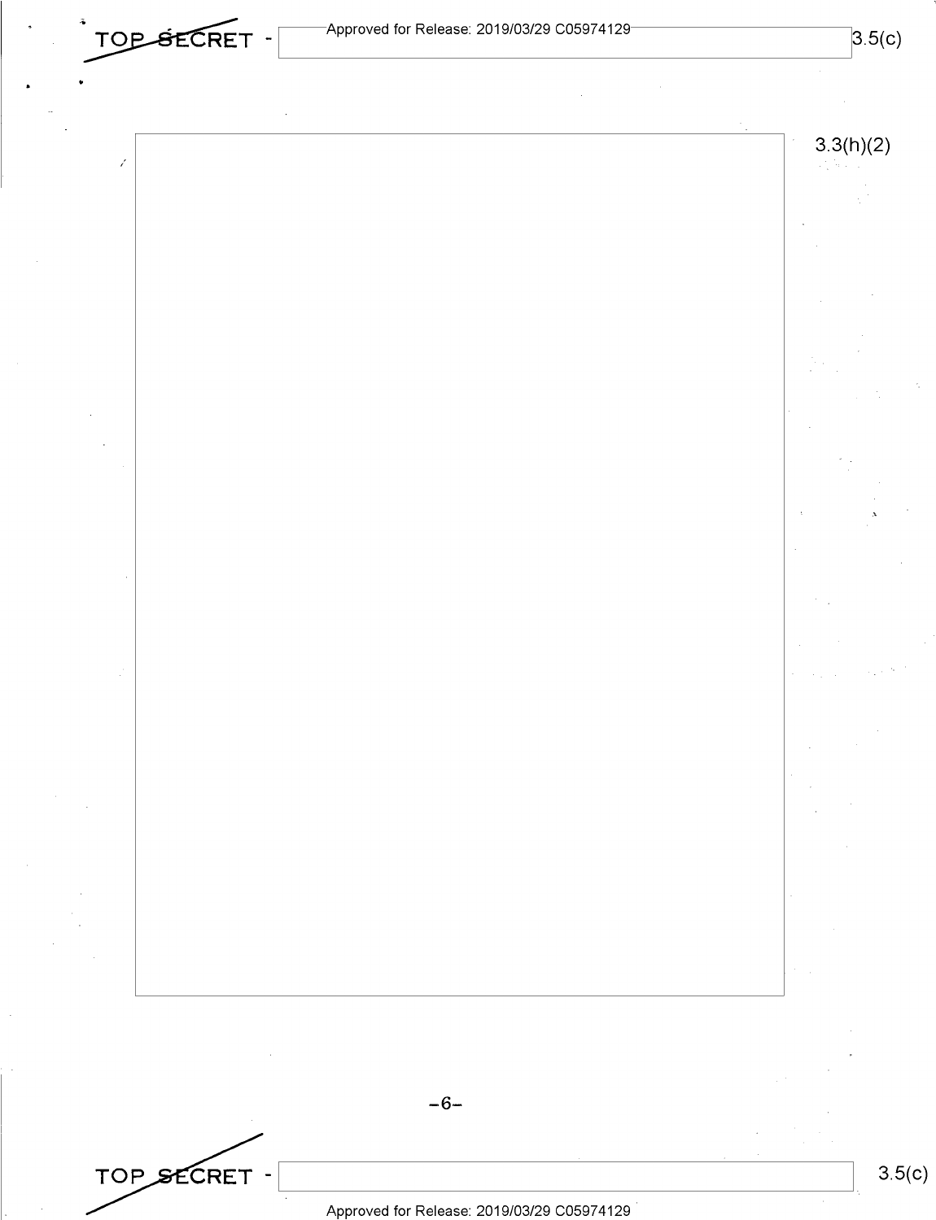3.3(h)(2)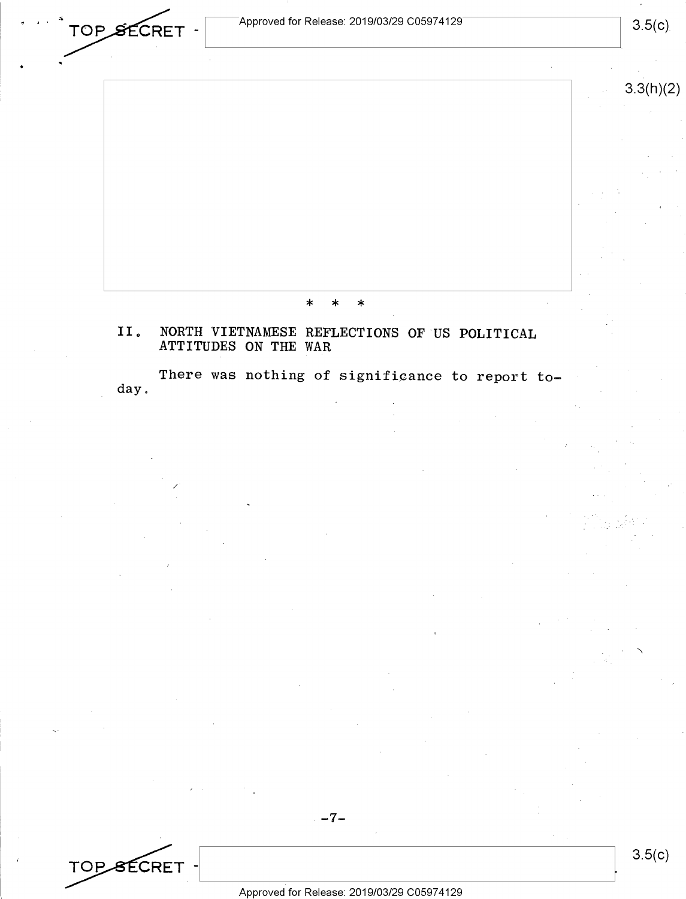\*   \*   \*

## II. NORTH VIETNAMESE REFLECTIONS OF US POLITICAL ATTITUDES ON THE WAR

There was nothing of significance to report today.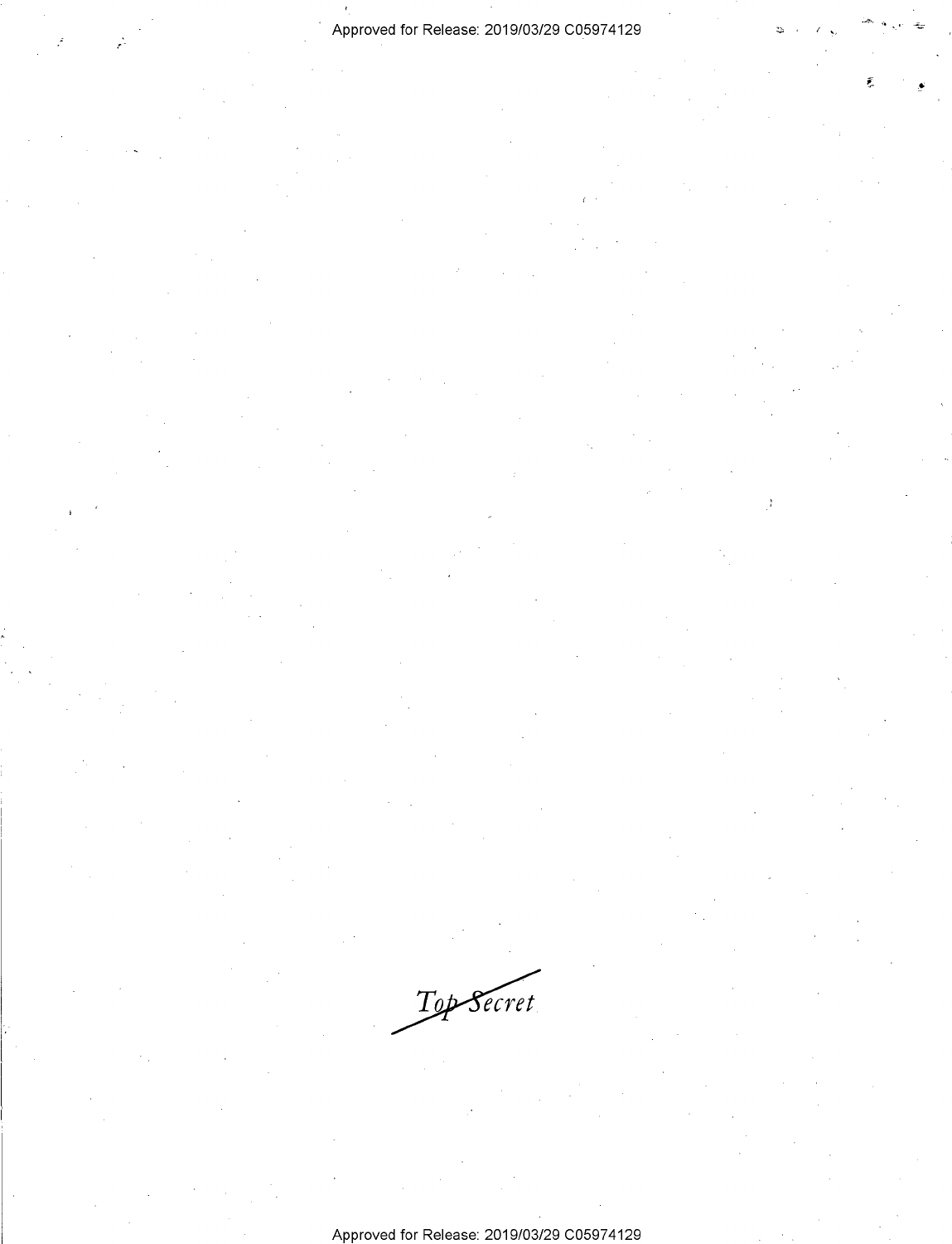~~Top Secret~~